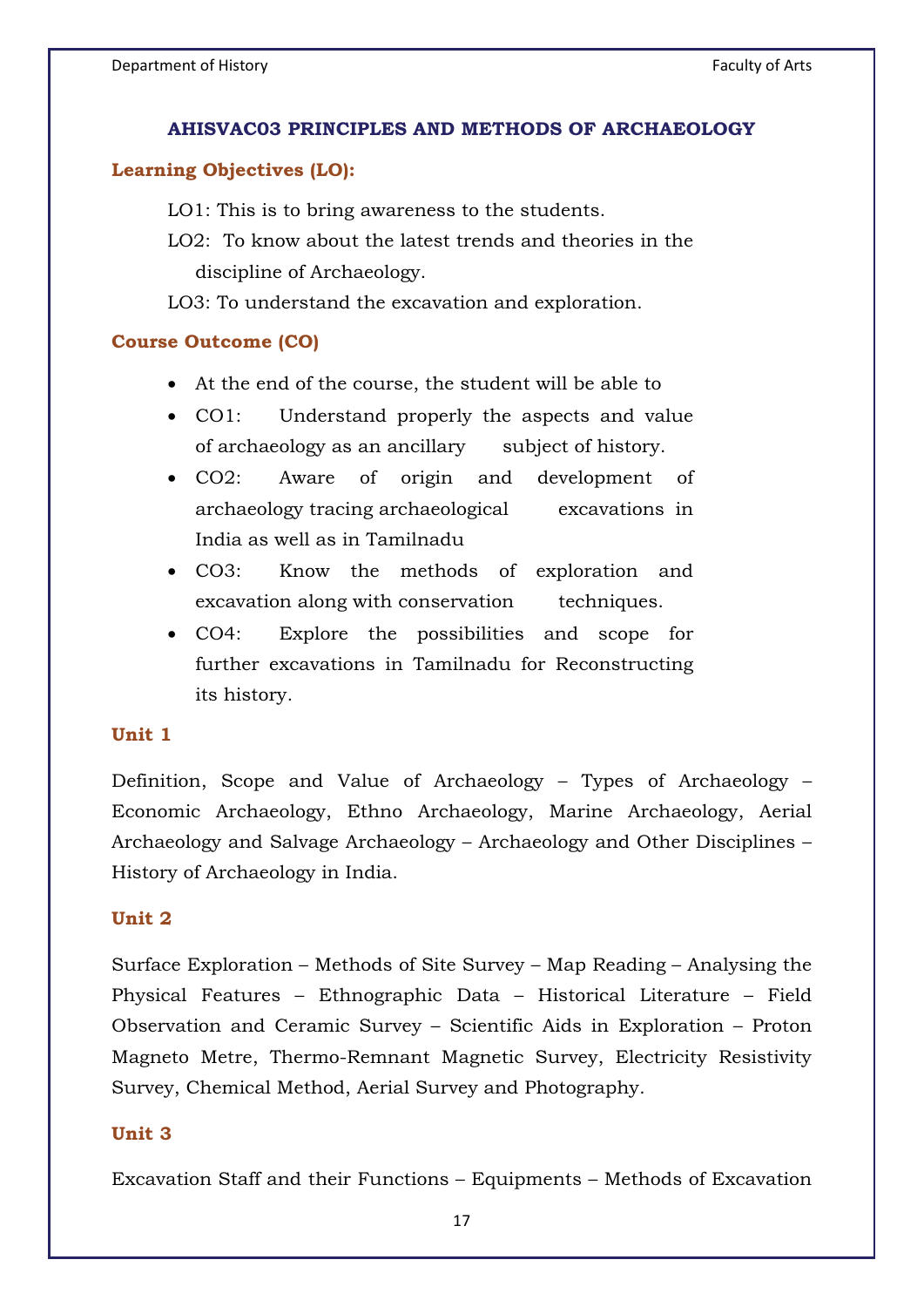## AHISVAC03 PRINCIPLES AND METHODS OF ARCHAEOLOGY

### Learning Objectives (LO):

LO1: This is to bring awareness to the students.

LO2: To know about the latest trends and theories in the discipline of Archaeology.

LO3: To understand the excavation and exploration.

### Course Outcome (CO)

- At the end of the course, the student will be able to
- CO1: Understand properly the aspects and value of archaeology as an ancillary subject of history.
- CO2: Aware of origin and development of archaeology tracing archaeological excavations in India as well as in Tamilnadu
- CO3: Know the methods of exploration and excavation along with conservation techniques.
- CO4: Explore the possibilities and scope for further excavations in Tamilnadu for Reconstructing its history.

### Unit 1

Definition, Scope and Value of Archaeology – Types of Archaeology – Economic Archaeology, Ethno Archaeology, Marine Archaeology, Aerial Archaeology and Salvage Archaeology – Archaeology and Other Disciplines – History of Archaeology in India.

### Unit 2

Surface Exploration – Methods of Site Survey – Map Reading – Analysing the Physical Features – Ethnographic Data – Historical Literature – Field Observation and Ceramic Survey – Scientific Aids in Exploration – Proton Magneto Metre, Thermo-Remnant Magnetic Survey, Electricity Resistivity Survey, Chemical Method, Aerial Survey and Photography.

### Unit 3

Excavation Staff and their Functions – Equipments – Methods of Excavation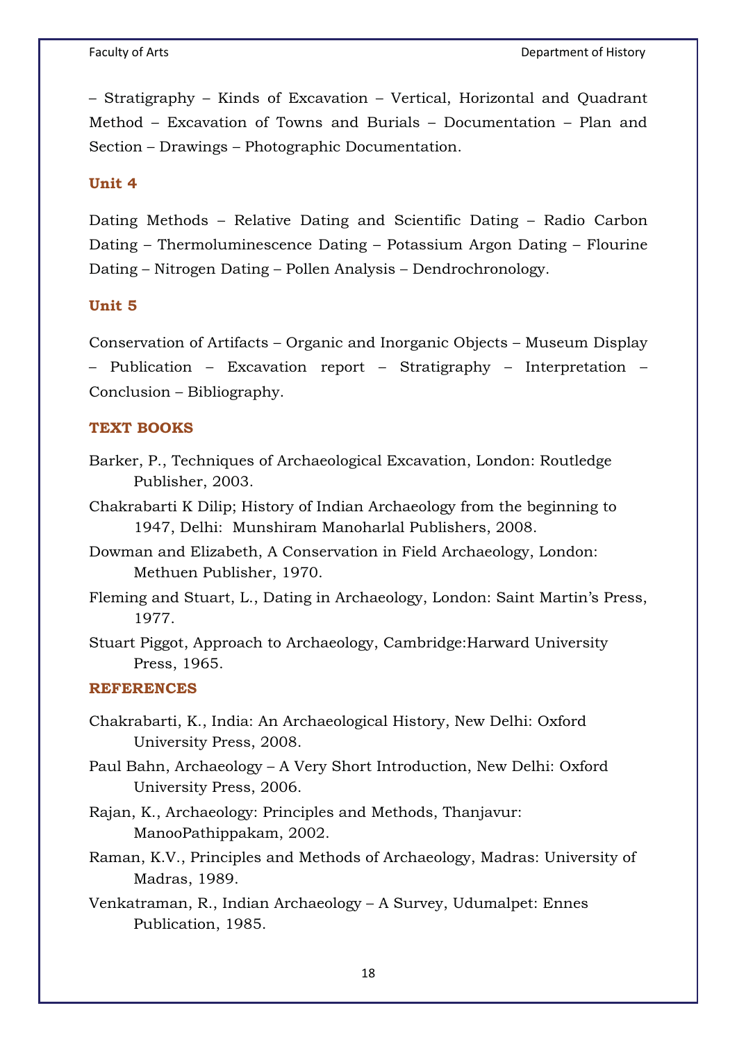– Stratigraphy – Kinds of Excavation – Vertical, Horizontal and Quadrant Method – Excavation of Towns and Burials – Documentation – Plan and Section – Drawings – Photographic Documentation.

### Unit 4

Dating Methods – Relative Dating and Scientific Dating – Radio Carbon Dating – Thermoluminescence Dating – Potassium Argon Dating – Flourine Dating – Nitrogen Dating – Pollen Analysis – Dendrochronology.

### Unit 5

Conservation of Artifacts – Organic and Inorganic Objects – Museum Display – Publication – Excavation report – Stratigraphy – Interpretation – Conclusion – Bibliography.

### TEXT BOOKS

Barker, P., Techniques of Archaeological Excavation, London: Routledge Publisher, 2003.

Chakrabarti K Dilip; History of Indian Archaeology from the beginning to 1947, Delhi: Munshiram Manoharlal Publishers, 2008.

Dowman and Elizabeth, A Conservation in Field Archaeology, London: Methuen Publisher, 1970.

Fleming and Stuart, L., Dating in Archaeology, London: Saint Martin's Press, 1977.

Stuart Piggot, Approach to Archaeology, Cambridge:Harward University Press, 1965.

### REFERENCES

Chakrabarti, K., India: An Archaeological History, New Delhi: Oxford University Press, 2008.

Paul Bahn, Archaeology – A Very Short Introduction, New Delhi: Oxford University Press, 2006.

Rajan, K., Archaeology: Principles and Methods, Thanjavur: ManooPathippakam, 2002.

Raman, K.V., Principles and Methods of Archaeology, Madras: University of Madras, 1989.

Venkatraman, R., Indian Archaeology – A Survey, Udumalpet: Ennes Publication, 1985.